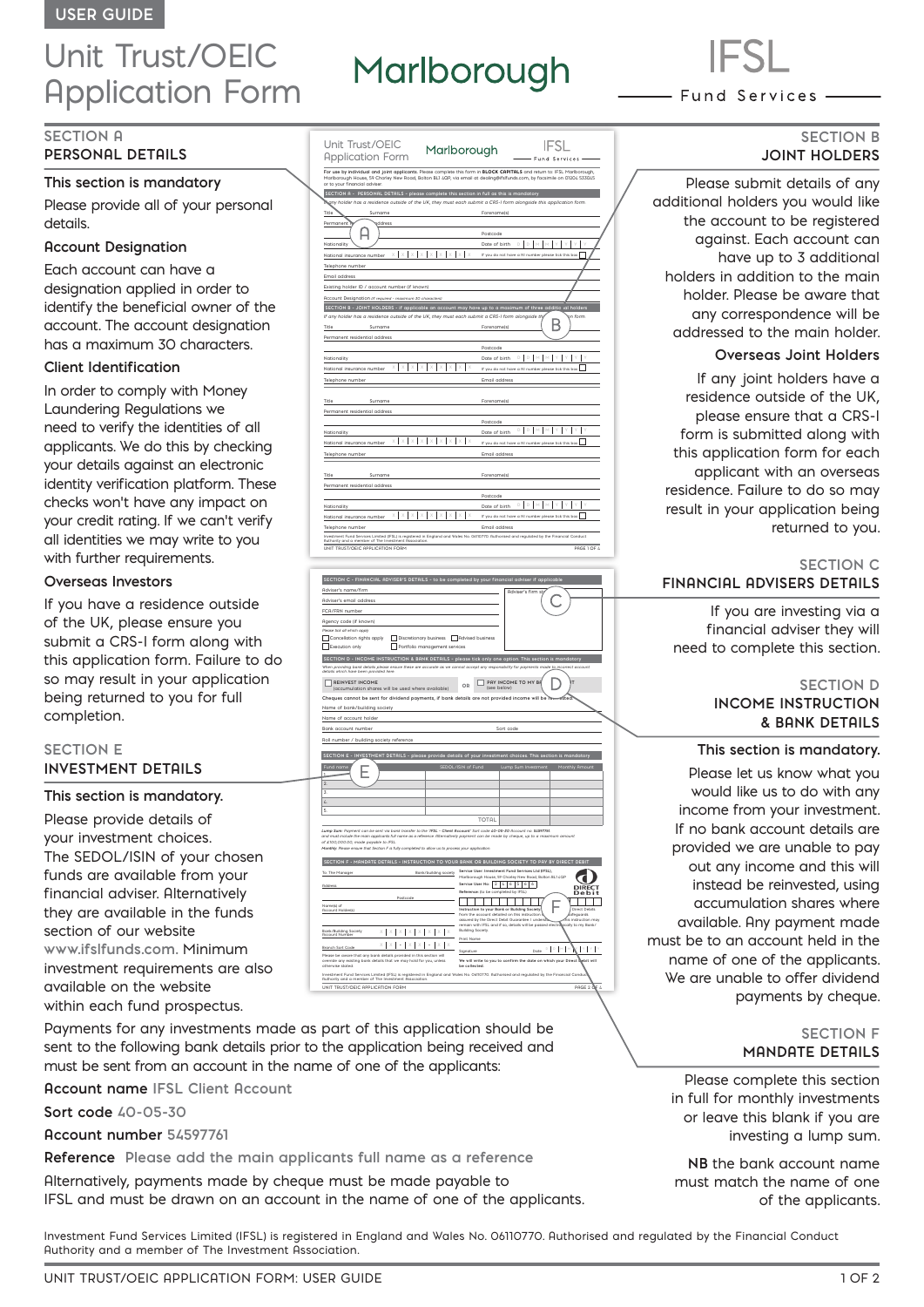USER GUIDE

# Unit Trust/OEIC Application Form

Marlborough

IFSL Fund Services

## SECTION A
## PERSONAL DETAILS

### This section is mandatory

Please provide all of your personal details.

### Account Designation

Each account can have a designation applied in order to identify the beneficial owner of the account. The account designation has a maximum 30 characters.

### Client Identification

In order to comply with Money Laundering Regulations we need to verify the identities of all applicants. We do this by checking your details against an electronic identity verification platform. These checks won't have any impact on your credit rating. If we can't verify all identities we may write to you with further requirements.

### Overseas Investors

If you have a residence outside of the UK, please ensure you submit a CRS-I form along with this application form. Failure to do so may result in your application being returned to you for full completion.

## SECTION B
## JOINT HOLDERS

Please submit details of any additional holders you would like the account to be registered against. Each account can have up to 3 additional holders in addition to the main holder. Please be aware that any correspondence will be addressed to the main holder.

### Overseas Joint Holders

If any joint holders have a residence outside of the UK, please ensure that a CRS-I form is submitted along with this application form for each applicant with an overseas residence. Failure to do so may result in your application being returned to you.

## SECTION C
## FINANCIAL ADVISERS DETAILS

If you are investing via a financial adviser they will need to complete this section.

## SECTION D
## INCOME INSTRUCTION & BANK DETAILS

### This section is mandatory.

Please let us know what you would like us to do with any income from your investment. If no bank account details are provided we are unable to pay out any income and this will instead be reinvested, using accumulation shares where available. Any payment made must be to an account held in the name of one of the applicants. We are unable to offer dividend payments by cheque.

## SECTION E
## INVESTMENT DETAILS

### This section is mandatory.

Please provide details of your investment choices. The SEDOL/ISIN of your chosen funds are available from your financial adviser. Alternatively they are available in the funds section of our website www.ifslfunds.com. Minimum investment requirements are also available on the website within each fund prospectus.

## SECTION F
## MANDATE DETAILS

Please complete this section in full for monthly investments or leave this blank if you are investing a lump sum.

**NB** the bank account name must match the name of one of the applicants.

Payments for any investments made as part of this application should be sent to the following bank details prior to the application being received and must be sent from an account in the name of one of the applicants:

**Account name** IFSL Client Account

**Sort code** 40-05-30

**Account number** 54597761

**Reference** Please add the main applicants full name as a reference

Alternatively, payments made by cheque must be made payable to IFSL and must be drawn on an account in the name of one of the applicants.

Investment Fund Services Limited (IFSL) is registered in England and Wales No. 06110770. Authorised and regulated by the Financial Conduct Authority and a member of The Investment Association.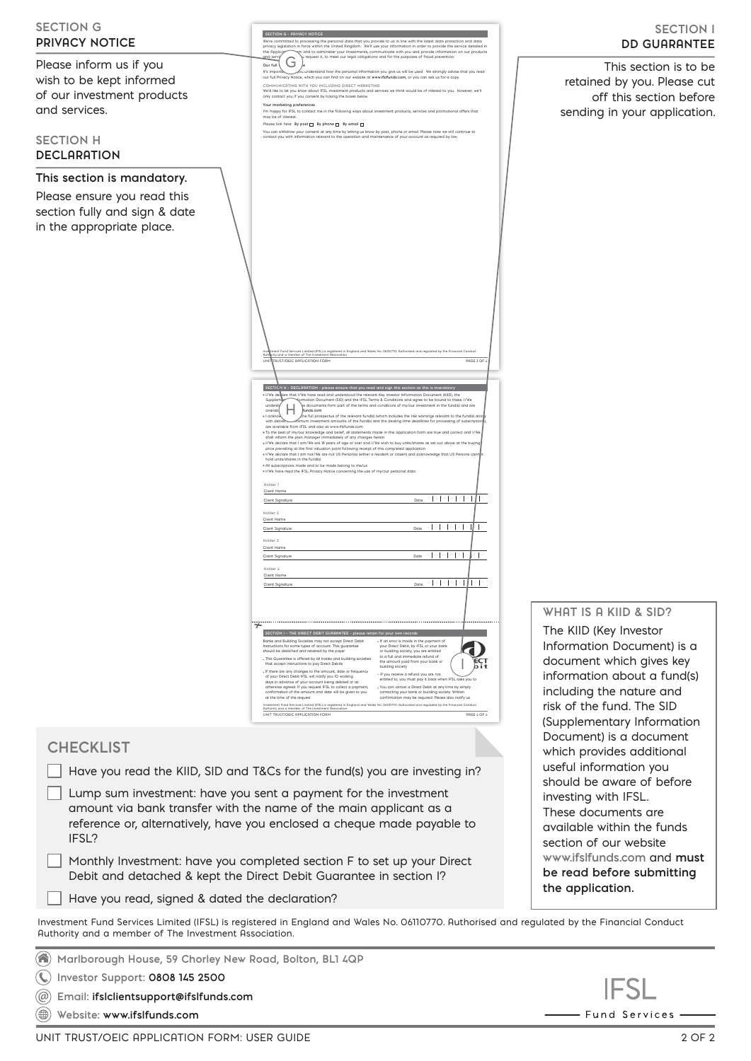## SECTION G
### PRIVACY NOTICE

Please inform us if you wish to be kept informed of our investment products and services.

## SECTION H
### DECLARATION

**This section is mandatory.**

Please ensure you read this section fully and sign & date in the appropriate place.

## SECTION I
### DD GUARANTEE

This section is to be retained by you. Please cut off this section before sending in your application.

## CHECKLIST

- [ ] Have you read the KIID, SID and T&Cs for the fund(s) you are investing in?
- [ ] Lump sum investment: have you sent a payment for the investment amount via bank transfer with the name of the main applicant as a reference or, alternatively, have you enclosed a cheque made payable to IFSL?
- [ ] Monthly Investment: have you completed section F to set up your Direct Debit and detached & kept the Direct Debit Guarantee in section I?
- [ ] Have you read, signed & dated the declaration?

### WHAT IS A KIID & SID?

The KIID (Key Investor Information Document) is a document which gives key information about a fund(s) including the nature and risk of the fund. The SID (Supplementary Information Document) is a document which provides additional useful information you should be aware of before investing with IFSL. These documents are available within the funds section of our website www.ifslfunds.com and **must be read before submitting the application.**

Investment Fund Services Limited (IFSL) is registered in England and Wales No. 06110770. Authorised and regulated by the Financial Conduct Authority and a member of The Investment Association.

Marlborough House, 59 Chorley New Road, Bolton, BL1 4QP

Investor Support: **0808 145 2500**

Email: **ifslclientsupport@ifslfunds.com**

Website: **www.ifslfunds.com**

IFSL Fund Services